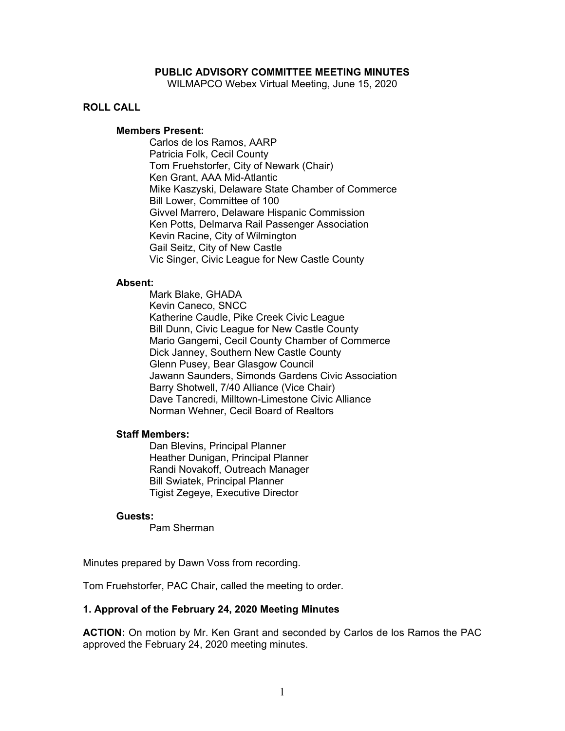# PUBLIC ADVISORY COMMITTEE MEETING MINUTES

WILMAPCO Webex Virtual Meeting, June 15, 2020

## ROLL CALL

### Members Present:

Carlos de los Ramos, AARP
Patricia Folk, Cecil County
Tom Fruehstorfer, City of Newark (Chair)
Ken Grant, AAA Mid-Atlantic
Mike Kaszyski, Delaware State Chamber of Commerce
Bill Lower, Committee of 100
Givvel Marrero, Delaware Hispanic Commission
Ken Potts, Delmarva Rail Passenger Association
Kevin Racine, City of Wilmington
Gail Seitz, City of New Castle
Vic Singer, Civic League for New Castle County

### Absent:

Mark Blake, GHADA
Kevin Caneco, SNCC
Katherine Caudle, Pike Creek Civic League
Bill Dunn, Civic League for New Castle County
Mario Gangemi, Cecil County Chamber of Commerce
Dick Janney, Southern New Castle County
Glenn Pusey, Bear Glasgow Council
Jawann Saunders, Simonds Gardens Civic Association
Barry Shotwell, 7/40 Alliance (Vice Chair)
Dave Tancredi, Milltown-Limestone Civic Alliance
Norman Wehner, Cecil Board of Realtors

### Staff Members:

Dan Blevins, Principal Planner
Heather Dunigan, Principal Planner
Randi Novakoff, Outreach Manager
Bill Swiatek, Principal Planner
Tigist Zegeye, Executive Director

### Guests:

Pam Sherman

Minutes prepared by Dawn Voss from recording.

Tom Fruehstorfer, PAC Chair, called the meeting to order.

## 1. Approval of the February 24, 2020 Meeting Minutes

**ACTION:** On motion by Mr. Ken Grant and seconded by Carlos de los Ramos the PAC approved the February 24, 2020 meeting minutes.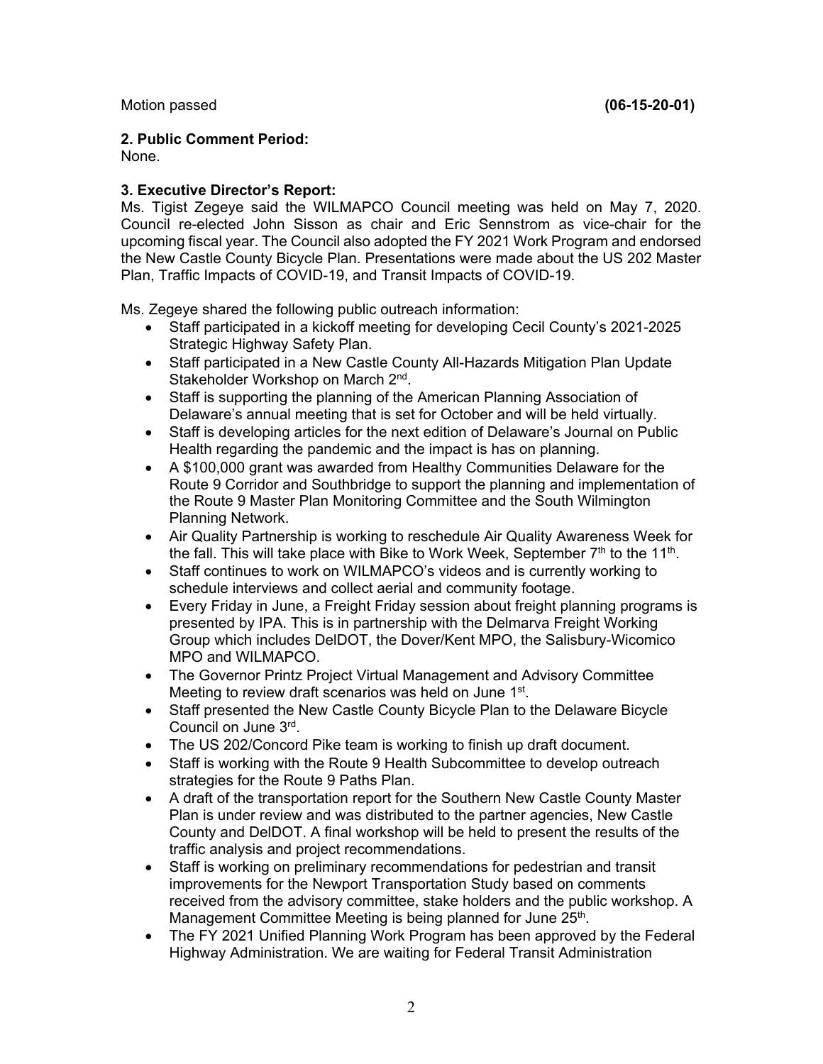Motion passed **(06-15-20-01)**

**2. Public Comment Period:**
None.

**3. Executive Director's Report:**
Ms. Tigist Zegeye said the WILMAPCO Council meeting was held on May 7, 2020. Council re-elected John Sisson as chair and Eric Sennstrom as vice-chair for the upcoming fiscal year. The Council also adopted the FY 2021 Work Program and endorsed the New Castle County Bicycle Plan. Presentations were made about the US 202 Master Plan, Traffic Impacts of COVID-19, and Transit Impacts of COVID-19.

Ms. Zegeye shared the following public outreach information:

- Staff participated in a kickoff meeting for developing Cecil County's 2021-2025 Strategic Highway Safety Plan.
- Staff participated in a New Castle County All-Hazards Mitigation Plan Update Stakeholder Workshop on March 2nd.
- Staff is supporting the planning of the American Planning Association of Delaware's annual meeting that is set for October and will be held virtually.
- Staff is developing articles for the next edition of Delaware's Journal on Public Health regarding the pandemic and the impact is has on planning.
- A $100,000 grant was awarded from Healthy Communities Delaware for the Route 9 Corridor and Southbridge to support the planning and implementation of the Route 9 Master Plan Monitoring Committee and the South Wilmington Planning Network.
- Air Quality Partnership is working to reschedule Air Quality Awareness Week for the fall. This will take place with Bike to Work Week, September 7th to the 11th.
- Staff continues to work on WILMAPCO's videos and is currently working to schedule interviews and collect aerial and community footage.
- Every Friday in June, a Freight Friday session about freight planning programs is presented by IPA. This is in partnership with the Delmarva Freight Working Group which includes DelDOT, the Dover/Kent MPO, the Salisbury-Wicomico MPO and WILMAPCO.
- The Governor Printz Project Virtual Management and Advisory Committee Meeting to review draft scenarios was held on June 1st.
- Staff presented the New Castle County Bicycle Plan to the Delaware Bicycle Council on June 3rd.
- The US 202/Concord Pike team is working to finish up draft document.
- Staff is working with the Route 9 Health Subcommittee to develop outreach strategies for the Route 9 Paths Plan.
- A draft of the transportation report for the Southern New Castle County Master Plan is under review and was distributed to the partner agencies, New Castle County and DelDOT. A final workshop will be held to present the results of the traffic analysis and project recommendations.
- Staff is working on preliminary recommendations for pedestrian and transit improvements for the Newport Transportation Study based on comments received from the advisory committee, stake holders and the public workshop. A Management Committee Meeting is being planned for June 25th.
- The FY 2021 Unified Planning Work Program has been approved by the Federal Highway Administration. We are waiting for Federal Transit Administration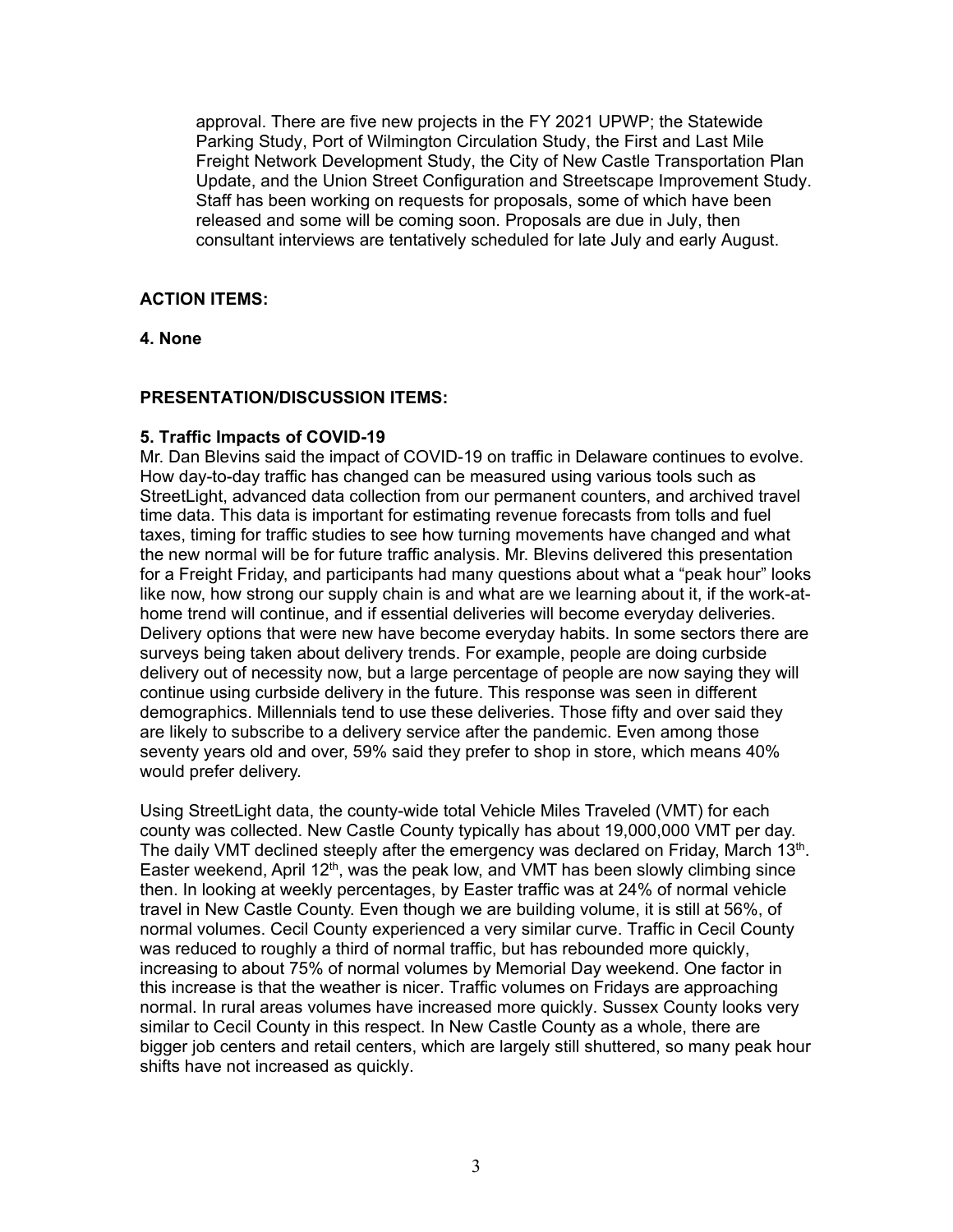approval. There are five new projects in the FY 2021 UPWP; the Statewide Parking Study, Port of Wilmington Circulation Study, the First and Last Mile Freight Network Development Study, the City of New Castle Transportation Plan Update, and the Union Street Configuration and Streetscape Improvement Study. Staff has been working on requests for proposals, some of which have been released and some will be coming soon. Proposals are due in July, then consultant interviews are tentatively scheduled for late July and early August.

**ACTION ITEMS:**

**4. None**

**PRESENTATION/DISCUSSION ITEMS:**

**5. Traffic Impacts of COVID-19**

Mr. Dan Blevins said the impact of COVID-19 on traffic in Delaware continues to evolve. How day-to-day traffic has changed can be measured using various tools such as StreetLight, advanced data collection from our permanent counters, and archived travel time data. This data is important for estimating revenue forecasts from tolls and fuel taxes, timing for traffic studies to see how turning movements have changed and what the new normal will be for future traffic analysis. Mr. Blevins delivered this presentation for a Freight Friday, and participants had many questions about what a "peak hour" looks like now, how strong our supply chain is and what are we learning about it, if the work-at-home trend will continue, and if essential deliveries will become everyday deliveries. Delivery options that were new have become everyday habits. In some sectors there are surveys being taken about delivery trends. For example, people are doing curbside delivery out of necessity now, but a large percentage of people are now saying they will continue using curbside delivery in the future. This response was seen in different demographics. Millennials tend to use these deliveries. Those fifty and over said they are likely to subscribe to a delivery service after the pandemic. Even among those seventy years old and over, 59% said they prefer to shop in store, which means 40% would prefer delivery.

Using StreetLight data, the county-wide total Vehicle Miles Traveled (VMT) for each county was collected. New Castle County typically has about 19,000,000 VMT per day. The daily VMT declined steeply after the emergency was declared on Friday, March 13th. Easter weekend, April 12th, was the peak low, and VMT has been slowly climbing since then. In looking at weekly percentages, by Easter traffic was at 24% of normal vehicle travel in New Castle County. Even though we are building volume, it is still at 56%, of normal volumes. Cecil County experienced a very similar curve. Traffic in Cecil County was reduced to roughly a third of normal traffic, but has rebounded more quickly, increasing to about 75% of normal volumes by Memorial Day weekend. One factor in this increase is that the weather is nicer. Traffic volumes on Fridays are approaching normal. In rural areas volumes have increased more quickly. Sussex County looks very similar to Cecil County in this respect. In New Castle County as a whole, there are bigger job centers and retail centers, which are largely still shuttered, so many peak hour shifts have not increased as quickly.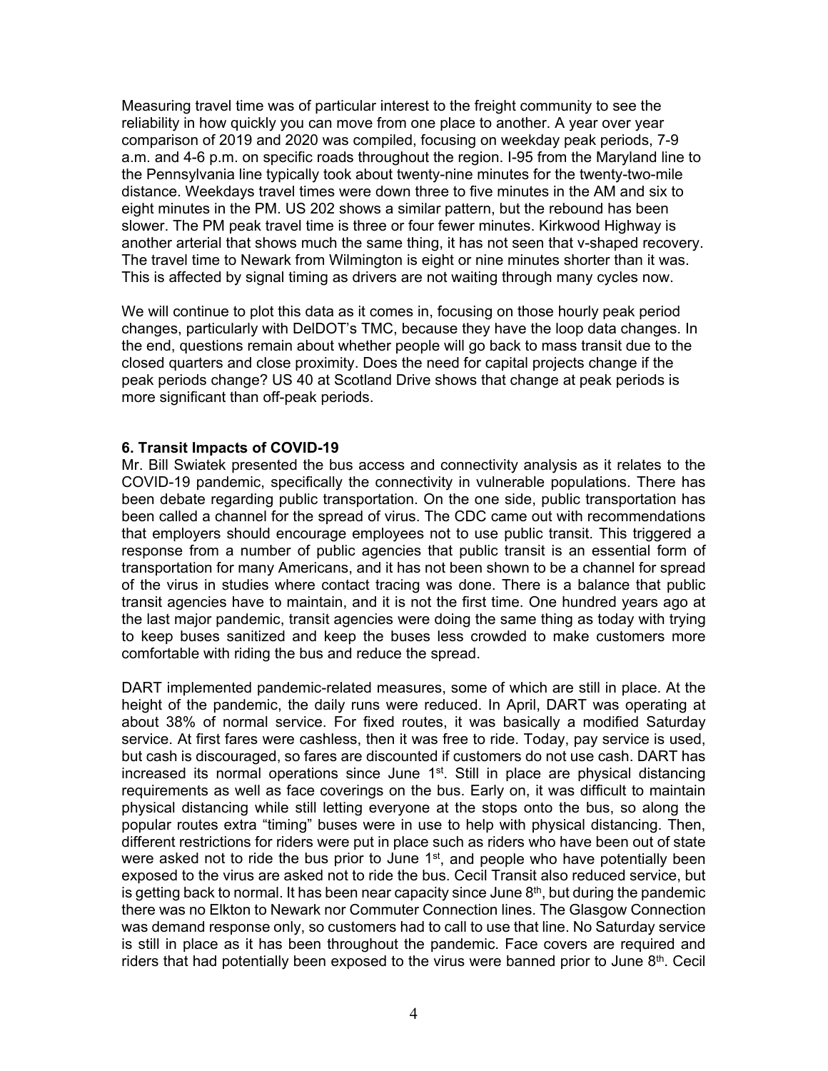Measuring travel time was of particular interest to the freight community to see the reliability in how quickly you can move from one place to another. A year over year comparison of 2019 and 2020 was compiled, focusing on weekday peak periods, 7-9 a.m. and 4-6 p.m. on specific roads throughout the region. I-95 from the Maryland line to the Pennsylvania line typically took about twenty-nine minutes for the twenty-two-mile distance. Weekdays travel times were down three to five minutes in the AM and six to eight minutes in the PM. US 202 shows a similar pattern, but the rebound has been slower. The PM peak travel time is three or four fewer minutes. Kirkwood Highway is another arterial that shows much the same thing, it has not seen that v-shaped recovery. The travel time to Newark from Wilmington is eight or nine minutes shorter than it was. This is affected by signal timing as drivers are not waiting through many cycles now.

We will continue to plot this data as it comes in, focusing on those hourly peak period changes, particularly with DelDOT's TMC, because they have the loop data changes. In the end, questions remain about whether people will go back to mass transit due to the closed quarters and close proximity. Does the need for capital projects change if the peak periods change? US 40 at Scotland Drive shows that change at peak periods is more significant than off-peak periods.

**6. Transit Impacts of COVID-19**

Mr. Bill Swiatek presented the bus access and connectivity analysis as it relates to the COVID-19 pandemic, specifically the connectivity in vulnerable populations. There has been debate regarding public transportation. On the one side, public transportation has been called a channel for the spread of virus. The CDC came out with recommendations that employers should encourage employees not to use public transit. This triggered a response from a number of public agencies that public transit is an essential form of transportation for many Americans, and it has not been shown to be a channel for spread of the virus in studies where contact tracing was done. There is a balance that public transit agencies have to maintain, and it is not the first time. One hundred years ago at the last major pandemic, transit agencies were doing the same thing as today with trying to keep buses sanitized and keep the buses less crowded to make customers more comfortable with riding the bus and reduce the spread.

DART implemented pandemic-related measures, some of which are still in place. At the height of the pandemic, the daily runs were reduced. In April, DART was operating at about 38% of normal service. For fixed routes, it was basically a modified Saturday service. At first fares were cashless, then it was free to ride. Today, pay service is used, but cash is discouraged, so fares are discounted if customers do not use cash. DART has increased its normal operations since June 1st. Still in place are physical distancing requirements as well as face coverings on the bus. Early on, it was difficult to maintain physical distancing while still letting everyone at the stops onto the bus, so along the popular routes extra "timing" buses were in use to help with physical distancing. Then, different restrictions for riders were put in place such as riders who have been out of state were asked not to ride the bus prior to June 1st, and people who have potentially been exposed to the virus are asked not to ride the bus. Cecil Transit also reduced service, but is getting back to normal. It has been near capacity since June 8th, but during the pandemic there was no Elkton to Newark nor Commuter Connection lines. The Glasgow Connection was demand response only, so customers had to call to use that line. No Saturday service is still in place as it has been throughout the pandemic. Face covers are required and riders that had potentially been exposed to the virus were banned prior to June 8th. Cecil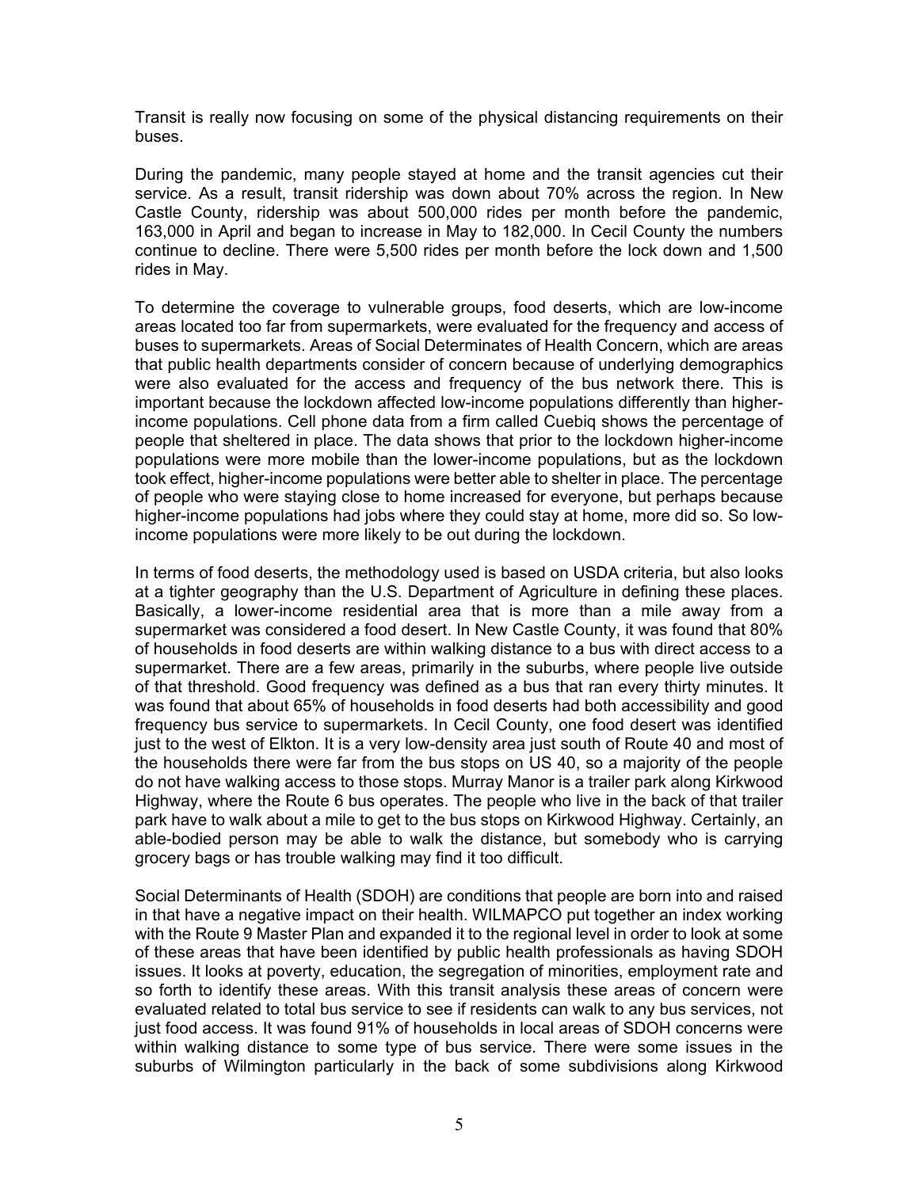Transit is really now focusing on some of the physical distancing requirements on their buses.

During the pandemic, many people stayed at home and the transit agencies cut their service. As a result, transit ridership was down about 70% across the region. In New Castle County, ridership was about 500,000 rides per month before the pandemic, 163,000 in April and began to increase in May to 182,000. In Cecil County the numbers continue to decline. There were 5,500 rides per month before the lock down and 1,500 rides in May.

To determine the coverage to vulnerable groups, food deserts, which are low-income areas located too far from supermarkets, were evaluated for the frequency and access of buses to supermarkets. Areas of Social Determinates of Health Concern, which are areas that public health departments consider of concern because of underlying demographics were also evaluated for the access and frequency of the bus network there. This is important because the lockdown affected low-income populations differently than higher-income populations. Cell phone data from a firm called Cuebiq shows the percentage of people that sheltered in place. The data shows that prior to the lockdown higher-income populations were more mobile than the lower-income populations, but as the lockdown took effect, higher-income populations were better able to shelter in place. The percentage of people who were staying close to home increased for everyone, but perhaps because higher-income populations had jobs where they could stay at home, more did so. So low-income populations were more likely to be out during the lockdown.

In terms of food deserts, the methodology used is based on USDA criteria, but also looks at a tighter geography than the U.S. Department of Agriculture in defining these places. Basically, a lower-income residential area that is more than a mile away from a supermarket was considered a food desert. In New Castle County, it was found that 80% of households in food deserts are within walking distance to a bus with direct access to a supermarket. There are a few areas, primarily in the suburbs, where people live outside of that threshold. Good frequency was defined as a bus that ran every thirty minutes. It was found that about 65% of households in food deserts had both accessibility and good frequency bus service to supermarkets. In Cecil County, one food desert was identified just to the west of Elkton. It is a very low-density area just south of Route 40 and most of the households there were far from the bus stops on US 40, so a majority of the people do not have walking access to those stops. Murray Manor is a trailer park along Kirkwood Highway, where the Route 6 bus operates. The people who live in the back of that trailer park have to walk about a mile to get to the bus stops on Kirkwood Highway. Certainly, an able-bodied person may be able to walk the distance, but somebody who is carrying grocery bags or has trouble walking may find it too difficult.

Social Determinants of Health (SDOH) are conditions that people are born into and raised in that have a negative impact on their health. WILMAPCO put together an index working with the Route 9 Master Plan and expanded it to the regional level in order to look at some of these areas that have been identified by public health professionals as having SDOH issues. It looks at poverty, education, the segregation of minorities, employment rate and so forth to identify these areas. With this transit analysis these areas of concern were evaluated related to total bus service to see if residents can walk to any bus services, not just food access. It was found 91% of households in local areas of SDOH concerns were within walking distance to some type of bus service. There were some issues in the suburbs of Wilmington particularly in the back of some subdivisions along Kirkwood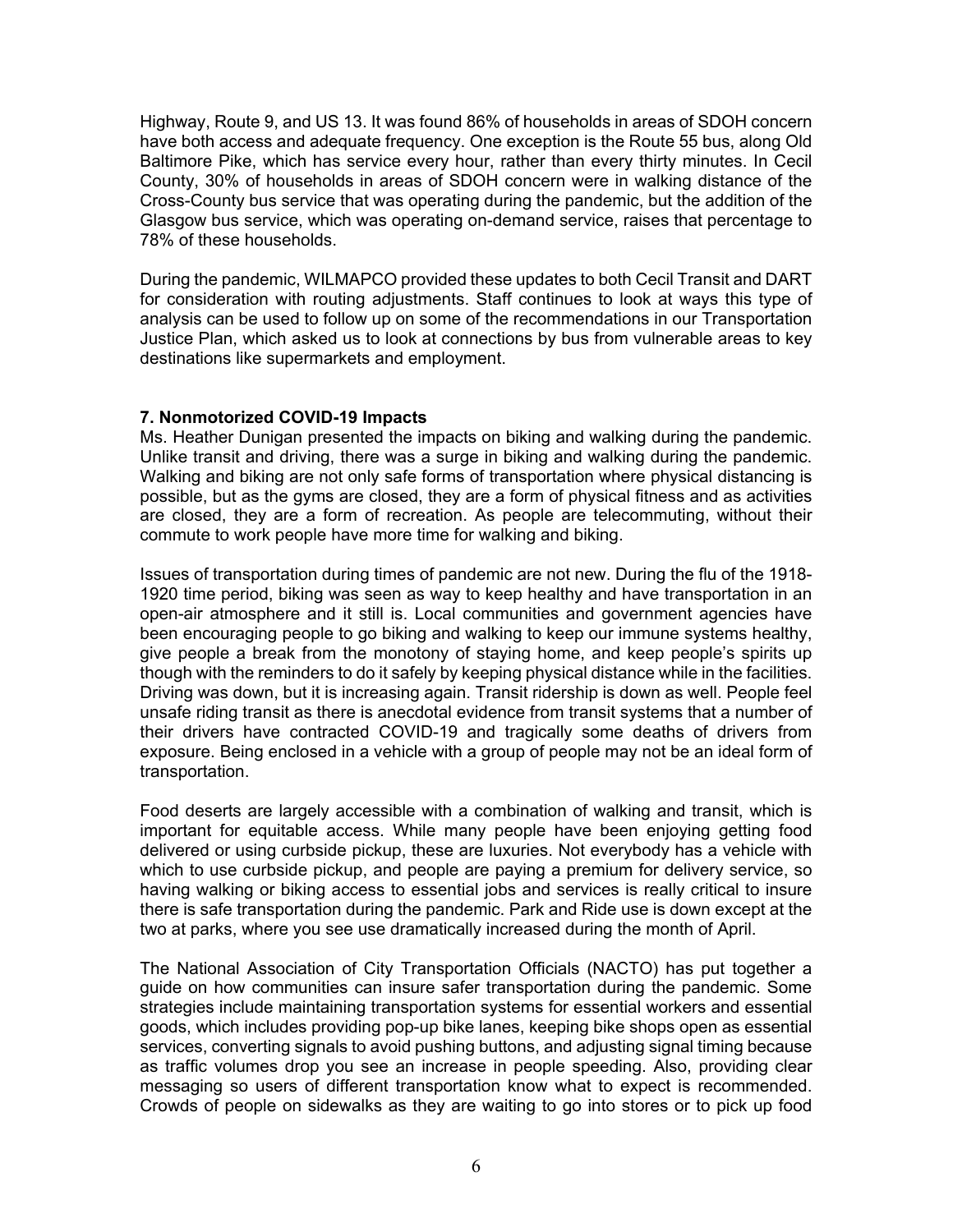Highway, Route 9, and US 13. It was found 86% of households in areas of SDOH concern have both access and adequate frequency. One exception is the Route 55 bus, along Old Baltimore Pike, which has service every hour, rather than every thirty minutes. In Cecil County, 30% of households in areas of SDOH concern were in walking distance of the Cross-County bus service that was operating during the pandemic, but the addition of the Glasgow bus service, which was operating on-demand service, raises that percentage to 78% of these households.

During the pandemic, WILMAPCO provided these updates to both Cecil Transit and DART for consideration with routing adjustments. Staff continues to look at ways this type of analysis can be used to follow up on some of the recommendations in our Transportation Justice Plan, which asked us to look at connections by bus from vulnerable areas to key destinations like supermarkets and employment.

**7. Nonmotorized COVID-19 Impacts**

Ms. Heather Dunigan presented the impacts on biking and walking during the pandemic. Unlike transit and driving, there was a surge in biking and walking during the pandemic. Walking and biking are not only safe forms of transportation where physical distancing is possible, but as the gyms are closed, they are a form of physical fitness and as activities are closed, they are a form of recreation. As people are telecommuting, without their commute to work people have more time for walking and biking.

Issues of transportation during times of pandemic are not new. During the flu of the 1918-1920 time period, biking was seen as way to keep healthy and have transportation in an open-air atmosphere and it still is. Local communities and government agencies have been encouraging people to go biking and walking to keep our immune systems healthy, give people a break from the monotony of staying home, and keep people's spirits up though with the reminders to do it safely by keeping physical distance while in the facilities. Driving was down, but it is increasing again. Transit ridership is down as well. People feel unsafe riding transit as there is anecdotal evidence from transit systems that a number of their drivers have contracted COVID-19 and tragically some deaths of drivers from exposure. Being enclosed in a vehicle with a group of people may not be an ideal form of transportation.

Food deserts are largely accessible with a combination of walking and transit, which is important for equitable access. While many people have been enjoying getting food delivered or using curbside pickup, these are luxuries. Not everybody has a vehicle with which to use curbside pickup, and people are paying a premium for delivery service, so having walking or biking access to essential jobs and services is really critical to insure there is safe transportation during the pandemic. Park and Ride use is down except at the two at parks, where you see use dramatically increased during the month of April.

The National Association of City Transportation Officials (NACTO) has put together a guide on how communities can insure safer transportation during the pandemic. Some strategies include maintaining transportation systems for essential workers and essential goods, which includes providing pop-up bike lanes, keeping bike shops open as essential services, converting signals to avoid pushing buttons, and adjusting signal timing because as traffic volumes drop you see an increase in people speeding. Also, providing clear messaging so users of different transportation know what to expect is recommended. Crowds of people on sidewalks as they are waiting to go into stores or to pick up food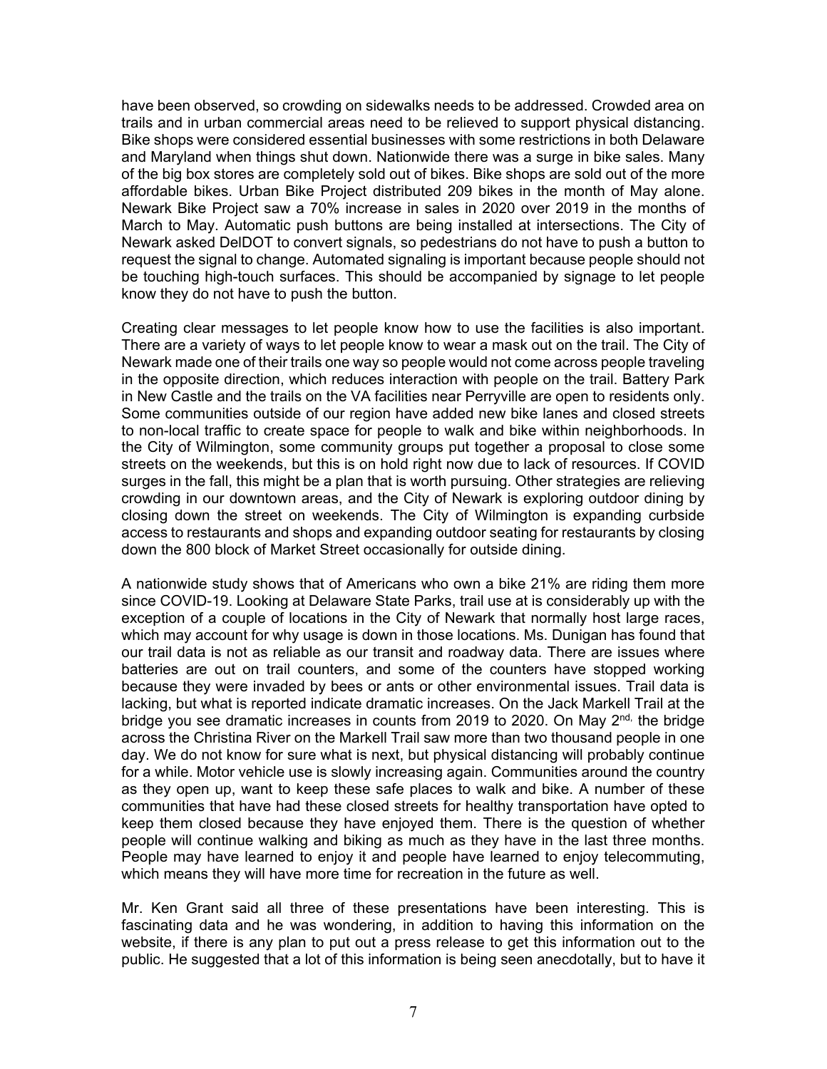have been observed, so crowding on sidewalks needs to be addressed. Crowded area on trails and in urban commercial areas need to be relieved to support physical distancing. Bike shops were considered essential businesses with some restrictions in both Delaware and Maryland when things shut down. Nationwide there was a surge in bike sales. Many of the big box stores are completely sold out of bikes. Bike shops are sold out of the more affordable bikes. Urban Bike Project distributed 209 bikes in the month of May alone. Newark Bike Project saw a 70% increase in sales in 2020 over 2019 in the months of March to May. Automatic push buttons are being installed at intersections. The City of Newark asked DelDOT to convert signals, so pedestrians do not have to push a button to request the signal to change. Automated signaling is important because people should not be touching high-touch surfaces. This should be accompanied by signage to let people know they do not have to push the button.

Creating clear messages to let people know how to use the facilities is also important. There are a variety of ways to let people know to wear a mask out on the trail. The City of Newark made one of their trails one way so people would not come across people traveling in the opposite direction, which reduces interaction with people on the trail. Battery Park in New Castle and the trails on the VA facilities near Perryville are open to residents only. Some communities outside of our region have added new bike lanes and closed streets to non-local traffic to create space for people to walk and bike within neighborhoods. In the City of Wilmington, some community groups put together a proposal to close some streets on the weekends, but this is on hold right now due to lack of resources. If COVID surges in the fall, this might be a plan that is worth pursuing. Other strategies are relieving crowding in our downtown areas, and the City of Newark is exploring outdoor dining by closing down the street on weekends. The City of Wilmington is expanding curbside access to restaurants and shops and expanding outdoor seating for restaurants by closing down the 800 block of Market Street occasionally for outside dining.

A nationwide study shows that of Americans who own a bike 21% are riding them more since COVID-19. Looking at Delaware State Parks, trail use at is considerably up with the exception of a couple of locations in the City of Newark that normally host large races, which may account for why usage is down in those locations. Ms. Dunigan has found that our trail data is not as reliable as our transit and roadway data. There are issues where batteries are out on trail counters, and some of the counters have stopped working because they were invaded by bees or ants or other environmental issues. Trail data is lacking, but what is reported indicate dramatic increases. On the Jack Markell Trail at the bridge you see dramatic increases in counts from 2019 to 2020. On May 2nd, the bridge across the Christina River on the Markell Trail saw more than two thousand people in one day. We do not know for sure what is next, but physical distancing will probably continue for a while. Motor vehicle use is slowly increasing again. Communities around the country as they open up, want to keep these safe places to walk and bike. A number of these communities that have had these closed streets for healthy transportation have opted to keep them closed because they have enjoyed them. There is the question of whether people will continue walking and biking as much as they have in the last three months. People may have learned to enjoy it and people have learned to enjoy telecommuting, which means they will have more time for recreation in the future as well.

Mr. Ken Grant said all three of these presentations have been interesting. This is fascinating data and he was wondering, in addition to having this information on the website, if there is any plan to put out a press release to get this information out to the public. He suggested that a lot of this information is being seen anecdotally, but to have it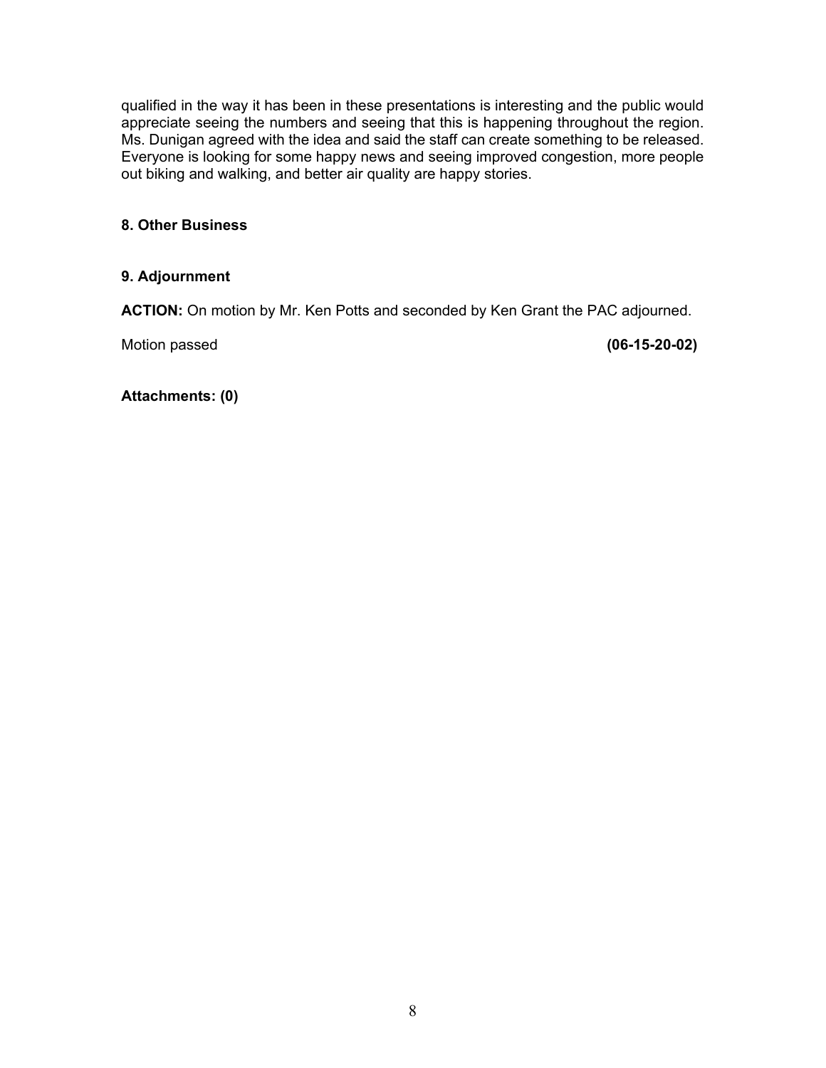qualified in the way it has been in these presentations is interesting and the public would appreciate seeing the numbers and seeing that this is happening throughout the region. Ms. Dunigan agreed with the idea and said the staff can create something to be released. Everyone is looking for some happy news and seeing improved congestion, more people out biking and walking, and better air quality are happy stories.

**8. Other Business**

**9. Adjournment**

**ACTION:** On motion by Mr. Ken Potts and seconded by Ken Grant the PAC adjourned.

Motion passed **(06-15-20-02)**

**Attachments: (0)**